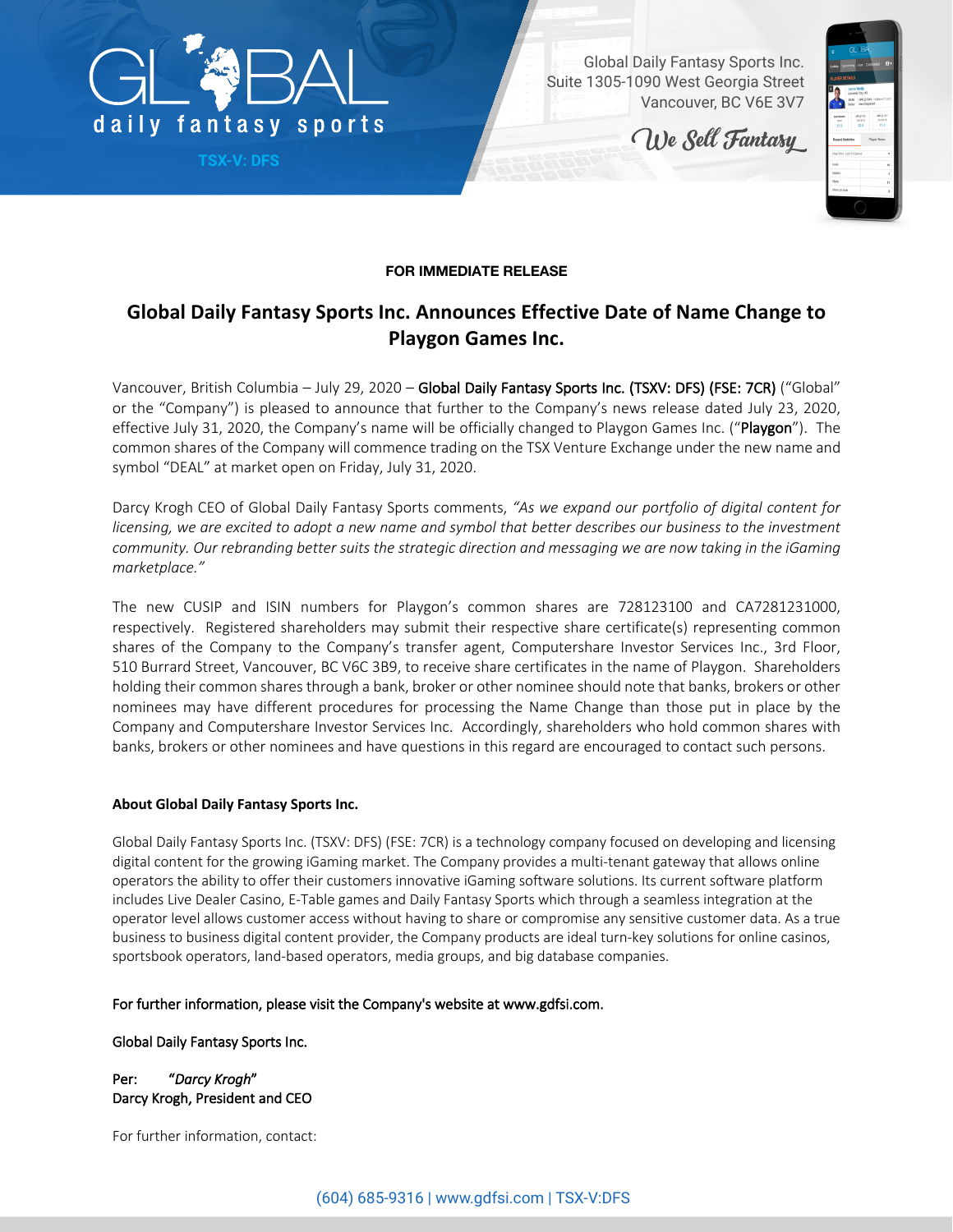Global Daily Fantasy Sports Inc.
Suite 1305-1090 West Georgia Street
Vancouver, BC V6E 3V7

We Sell Fantasy

TSX-V: DFS

**FOR IMMEDIATE RELEASE**

# Global Daily Fantasy Sports Inc. Announces Effective Date of Name Change to Playgon Games Inc.

Vancouver, British Columbia – July 29, 2020 – Global Daily Fantasy Sports Inc. (TSXV: DFS) (FSE: 7CR) ("Global" or the "Company") is pleased to announce that further to the Company's news release dated July 23, 2020, effective July 31, 2020, the Company's name will be officially changed to Playgon Games Inc. ("Playgon"). The common shares of the Company will commence trading on the TSX Venture Exchange under the new name and symbol "DEAL" at market open on Friday, July 31, 2020.

Darcy Krogh CEO of Global Daily Fantasy Sports comments, *"As we expand our portfolio of digital content for licensing, we are excited to adopt a new name and symbol that better describes our business to the investment community. Our rebranding better suits the strategic direction and messaging we are now taking in the iGaming marketplace."*

The new CUSIP and ISIN numbers for Playgon's common shares are 728123100 and CA7281231000, respectively. Registered shareholders may submit their respective share certificate(s) representing common shares of the Company to the Company's transfer agent, Computershare Investor Services Inc., 3rd Floor, 510 Burrard Street, Vancouver, BC V6C 3B9, to receive share certificates in the name of Playgon. Shareholders holding their common shares through a bank, broker or other nominee should note that banks, brokers or other nominees may have different procedures for processing the Name Change than those put in place by the Company and Computershare Investor Services Inc. Accordingly, shareholders who hold common shares with banks, brokers or other nominees and have questions in this regard are encouraged to contact such persons.

**About Global Daily Fantasy Sports Inc.**

Global Daily Fantasy Sports Inc. (TSXV: DFS) (FSE: 7CR) is a technology company focused on developing and licensing digital content for the growing iGaming market. The Company provides a multi-tenant gateway that allows online operators the ability to offer their customers innovative iGaming software solutions. Its current software platform includes Live Dealer Casino, E-Table games and Daily Fantasy Sports which through a seamless integration at the operator level allows customer access without having to share or compromise any sensitive customer data. As a true business to business digital content provider, the Company products are ideal turn-key solutions for online casinos, sportsbook operators, land-based operators, media groups, and big database companies.

For further information, please visit the Company's website at www.gdfsi.com.

Global Daily Fantasy Sports Inc.

Per: *"Darcy Krogh"*
Darcy Krogh, President and CEO

For further information, contact: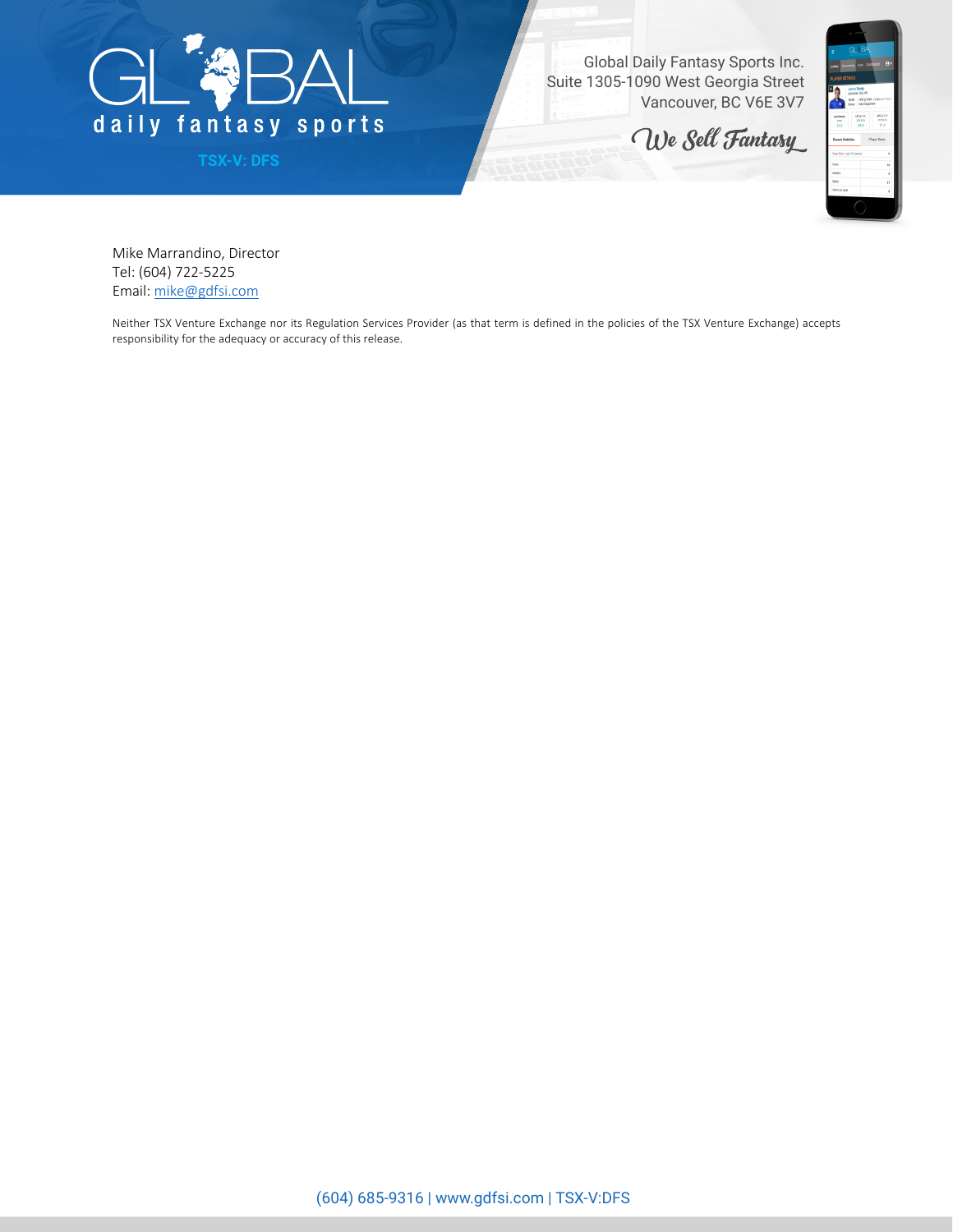Mike Marrandino, Director
Tel: (604) 722-5225
Email: mike@gdfsi.com

Neither TSX Venture Exchange nor its Regulation Services Provider (as that term is defined in the policies of the TSX Venture Exchange) accepts responsibility for the adequacy or accuracy of this release.